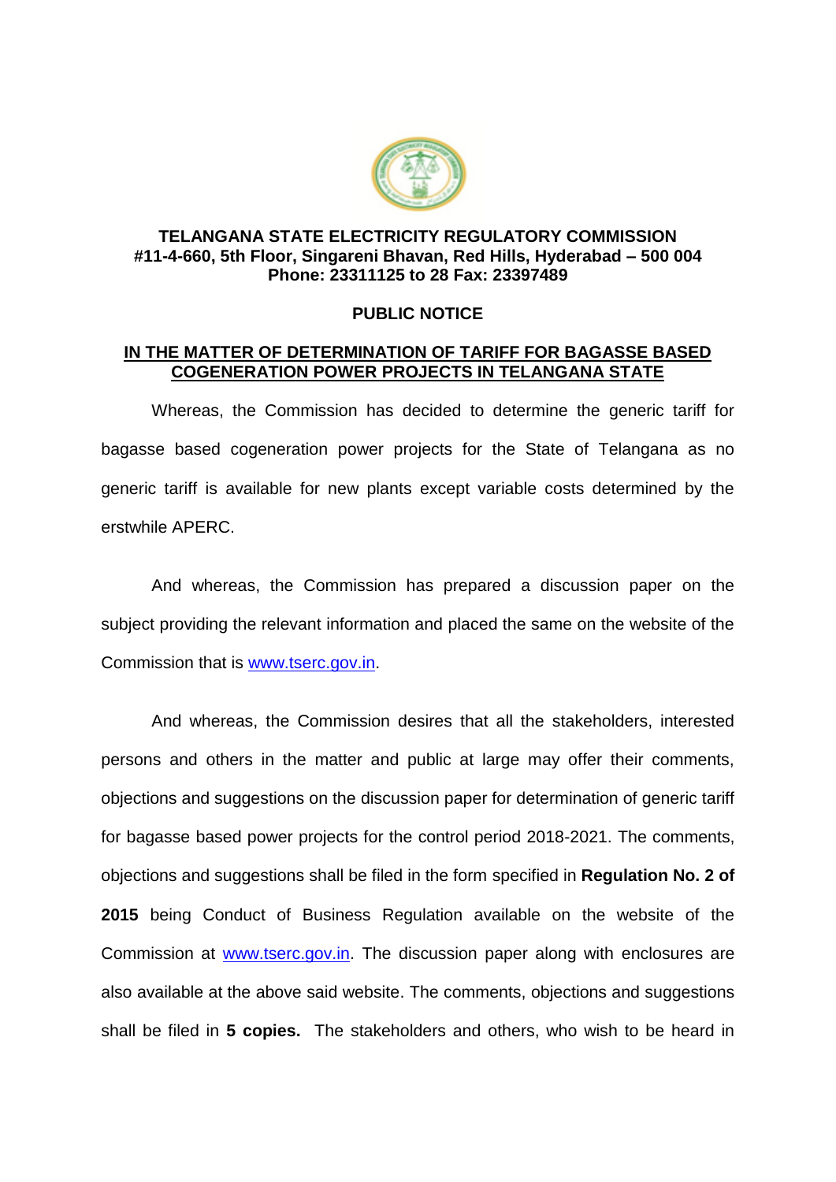**TELANGANA STATE ELECTRICITY REGULATORY COMMISSION**
**#11-4-660, 5th Floor, Singareni Bhavan, Red Hills, Hyderabad – 500 004**
**Phone: 23311125 to 28 Fax: 23397489**

## PUBLIC NOTICE

**IN THE MATTER OF DETERMINATION OF TARIFF FOR BAGASSE BASED COGENERATION POWER PROJECTS IN TELANGANA STATE**

Whereas, the Commission has decided to determine the generic tariff for bagasse based cogeneration power projects for the State of Telangana as no generic tariff is available for new plants except variable costs determined by the erstwhile APERC.

And whereas, the Commission has prepared a discussion paper on the subject providing the relevant information and placed the same on the website of the Commission that is www.tserc.gov.in.

And whereas, the Commission desires that all the stakeholders, interested persons and others in the matter and public at large may offer their comments, objections and suggestions on the discussion paper for determination of generic tariff for bagasse based power projects for the control period 2018-2021. The comments, objections and suggestions shall be filed in the form specified in **Regulation No. 2 of 2015** being Conduct of Business Regulation available on the website of the Commission at www.tserc.gov.in. The discussion paper along with enclosures are also available at the above said website. The comments, objections and suggestions shall be filed in **5 copies.** The stakeholders and others, who wish to be heard in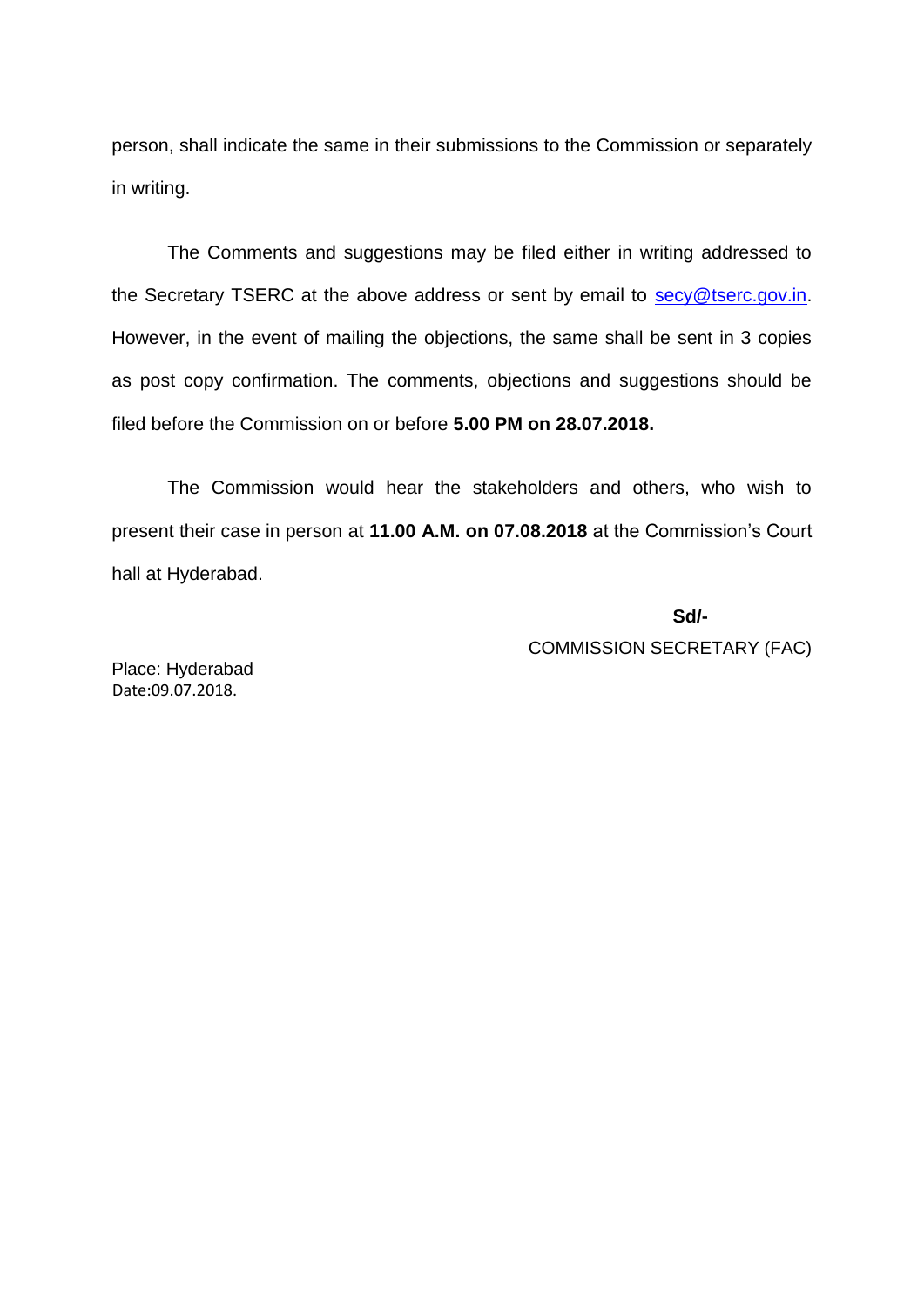person, shall indicate the same in their submissions to the Commission or separately in writing.

The Comments and suggestions may be filed either in writing addressed to the Secretary TSERC at the above address or sent by email to secy@tserc.gov.in. However, in the event of mailing the objections, the same shall be sent in 3 copies as post copy confirmation. The comments, objections and suggestions should be filed before the Commission on or before **5.00 PM on 28.07.2018.**

The Commission would hear the stakeholders and others, who wish to present their case in person at **11.00 A.M. on 07.08.2018** at the Commission's Court hall at Hyderabad.

**Sd/-**

COMMISSION SECRETARY (FAC)

Place: Hyderabad
Date:09.07.2018.